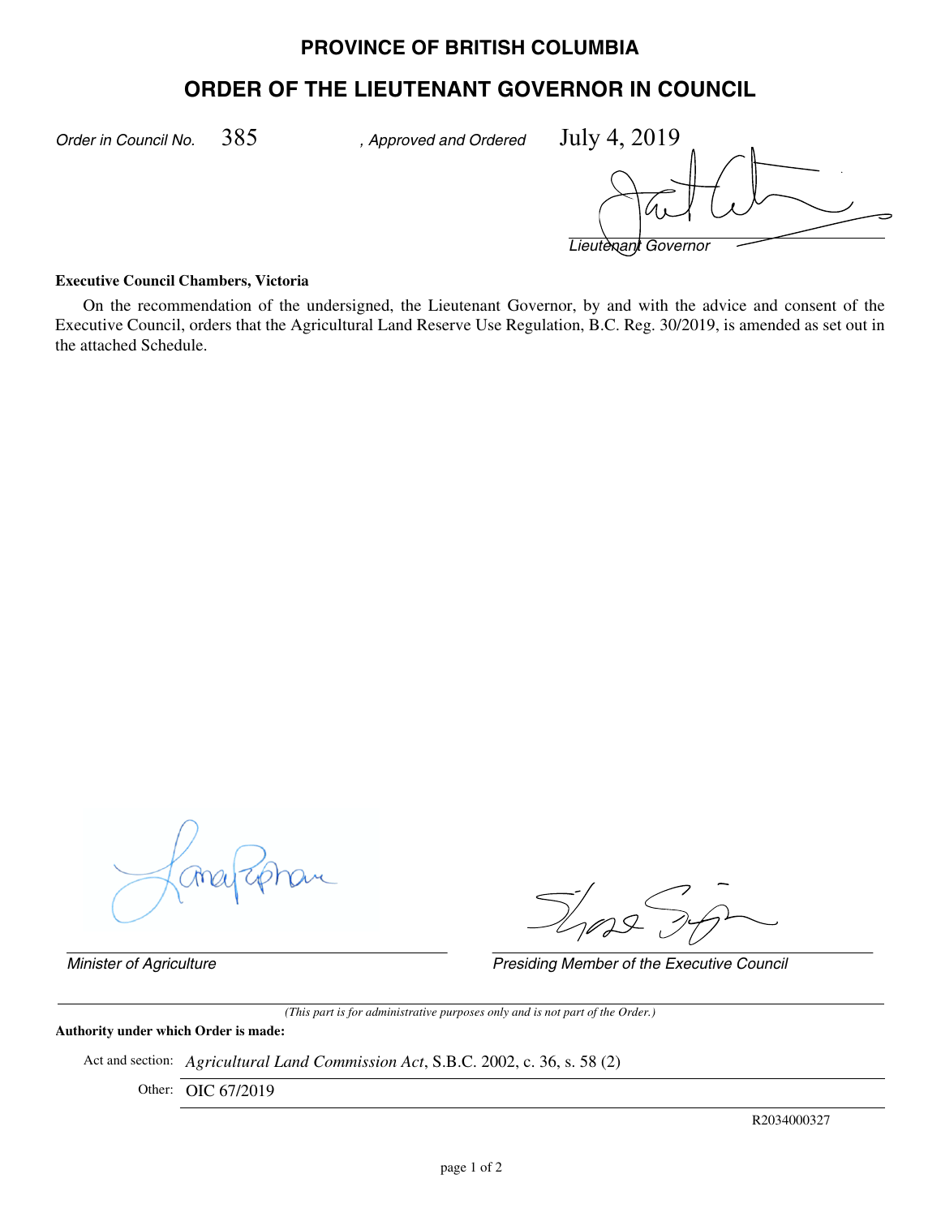# PROVINCE OF BRITISH COLUMBIA

## ORDER OF THE LIEUTENANT GOVERNOR IN COUNCIL

*Order in Council No.* 385 *, Approved and Ordered* July 4, 2019

*Lieutenant Governor*

**Executive Council Chambers, Victoria**

On the recommendation of the undersigned, the Lieutenant Governor, by and with the advice and consent of the Executive Council, orders that the Agricultural Land Reserve Use Regulation, B.C. Reg. 30/2019, is amended as set out in the attached Schedule.

*Minister of Agriculture*

*Presiding Member of the Executive Council*

*(This part is for administrative purposes only and is not part of the Order.)*

**Authority under which Order is made:**

Act and section: *Agricultural Land Commission Act*, S.B.C. 2002, c. 36, s. 58 (2)

Other: OIC 67/2019

R2034000327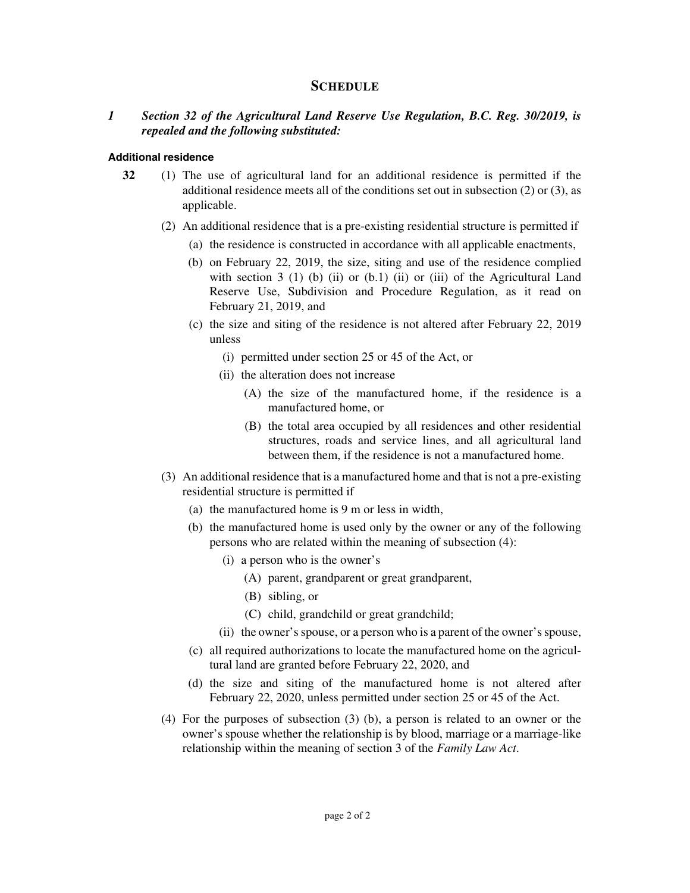# SCHEDULE

***1*** ***Section 32 of the Agricultural Land Reserve Use Regulation, B.C. Reg. 30/2019, is repealed and the following substituted:***

**Additional residence**

**32** (1) The use of agricultural land for an additional residence is permitted if the additional residence meets all of the conditions set out in subsection (2) or (3), as applicable.

(2) An additional residence that is a pre-existing residential structure is permitted if

(a) the residence is constructed in accordance with all applicable enactments,

(b) on February 22, 2019, the size, siting and use of the residence complied with section 3 (1) (b) (ii) or (b.1) (ii) or (iii) of the Agricultural Land Reserve Use, Subdivision and Procedure Regulation, as it read on February 21, 2019, and

(c) the size and siting of the residence is not altered after February 22, 2019 unless

(i) permitted under section 25 or 45 of the Act, or

(ii) the alteration does not increase

(A) the size of the manufactured home, if the residence is a manufactured home, or

(B) the total area occupied by all residences and other residential structures, roads and service lines, and all agricultural land between them, if the residence is not a manufactured home.

(3) An additional residence that is a manufactured home and that is not a pre-existing residential structure is permitted if

(a) the manufactured home is 9 m or less in width,

(b) the manufactured home is used only by the owner or any of the following persons who are related within the meaning of subsection (4):

(i) a person who is the owner's

(A) parent, grandparent or great grandparent,

(B) sibling, or

(C) child, grandchild or great grandchild;

(ii) the owner's spouse, or a person who is a parent of the owner's spouse,

(c) all required authorizations to locate the manufactured home on the agricultural land are granted before February 22, 2020, and

(d) the size and siting of the manufactured home is not altered after February 22, 2020, unless permitted under section 25 or 45 of the Act.

(4) For the purposes of subsection (3) (b), a person is related to an owner or the owner's spouse whether the relationship is by blood, marriage or a marriage-like relationship within the meaning of section 3 of the *Family Law Act*.